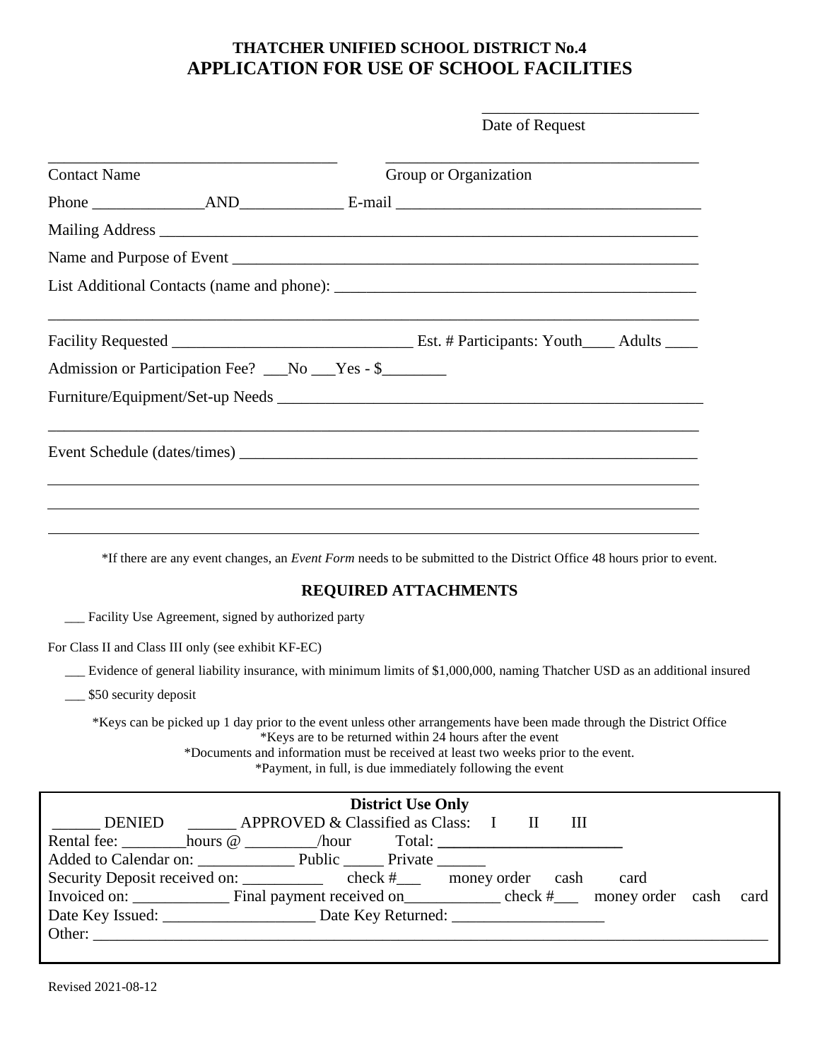# THATCHER UNIFIED SCHOOL DISTRICT No.4
# APPLICATION FOR USE OF SCHOOL FACILITIES

\_\_\_\_\_\_\_\_\_\_\_\_\_\_\_\_\_\_\_\_\_\_\_\_\_\_
Date of Request

\_\_\_\_\_\_\_\_\_\_\_\_\_\_\_\_\_\_\_\_\_\_\_\_\_\_\_\_\_\_\_\_\_\_ \_\_\_\_\_\_\_\_\_\_\_\_\_\_\_\_\_\_\_\_\_\_\_\_\_\_\_\_\_\_\_\_\_\_\_\_
Contact Name Group or Organization

Phone \_\_\_\_\_\_\_\_\_\_\_\_\_\_AND\_\_\_\_\_\_\_\_\_\_\_\_\_ E-mail \_\_\_\_\_\_\_\_\_\_\_\_\_\_\_\_\_\_\_\_\_\_\_\_\_\_\_\_\_\_\_\_\_\_\_\_\_\_

Mailing Address \_\_\_\_\_\_\_\_\_\_\_\_\_\_\_\_\_\_\_\_\_\_\_\_\_\_\_\_\_\_\_\_\_\_\_\_\_\_\_\_\_\_\_\_\_\_\_\_\_\_\_\_\_\_\_\_\_\_\_\_\_\_\_\_\_\_

Name and Purpose of Event \_\_\_\_\_\_\_\_\_\_\_\_\_\_\_\_\_\_\_\_\_\_\_\_\_\_\_\_\_\_\_\_\_\_\_\_\_\_\_\_\_\_\_\_\_\_\_\_\_\_\_\_\_\_\_\_\_\_

List Additional Contacts (name and phone): \_\_\_\_\_\_\_\_\_\_\_\_\_\_\_\_\_\_\_\_\_\_\_\_\_\_\_\_\_\_\_\_\_\_\_\_\_\_\_\_\_\_\_\_

\_\_\_\_\_\_\_\_\_\_\_\_\_\_\_\_\_\_\_\_\_\_\_\_\_\_\_\_\_\_\_\_\_\_\_\_\_\_\_\_\_\_\_\_\_\_\_\_\_\_\_\_\_\_\_\_\_\_\_\_\_\_\_\_\_\_\_\_\_\_\_\_\_\_\_\_\_\_\_\_

Facility Requested \_\_\_\_\_\_\_\_\_\_\_\_\_\_\_\_\_\_\_\_\_\_\_\_\_\_\_\_\_\_ Est. # Participants: Youth\_\_\_\_ Adults \_\_\_\_

Admission or Participation Fee? \_\_\_No \_\_\_Yes - $\_\_\_\_\_\_\_\_

Furniture/Equipment/Set-up Needs \_\_\_\_\_\_\_\_\_\_\_\_\_\_\_\_\_\_\_\_\_\_\_\_\_\_\_\_\_\_\_\_\_\_\_\_\_\_\_\_\_\_\_\_\_\_\_\_\_\_\_\_

\_\_\_\_\_\_\_\_\_\_\_\_\_\_\_\_\_\_\_\_\_\_\_\_\_\_\_\_\_\_\_\_\_\_\_\_\_\_\_\_\_\_\_\_\_\_\_\_\_\_\_\_\_\_\_\_\_\_\_\_\_\_\_\_\_\_\_\_\_\_\_\_\_\_\_\_\_\_\_\_

Event Schedule (dates/times) \_\_\_\_\_\_\_\_\_\_\_\_\_\_\_\_\_\_\_\_\_\_\_\_\_\_\_\_\_\_\_\_\_\_\_\_\_\_\_\_\_\_\_\_\_\_\_\_\_\_\_\_\_\_\_\_\_

\_\_\_\_\_\_\_\_\_\_\_\_\_\_\_\_\_\_\_\_\_\_\_\_\_\_\_\_\_\_\_\_\_\_\_\_\_\_\_\_\_\_\_\_\_\_\_\_\_\_\_\_\_\_\_\_\_\_\_\_\_\_\_\_\_\_\_\_\_\_\_\_\_\_\_\_\_\_\_\_

\_\_\_\_\_\_\_\_\_\_\_\_\_\_\_\_\_\_\_\_\_\_\_\_\_\_\_\_\_\_\_\_\_\_\_\_\_\_\_\_\_\_\_\_\_\_\_\_\_\_\_\_\_\_\_\_\_\_\_\_\_\_\_\_\_\_\_\_\_\_\_\_\_\_\_\_\_\_\_\_

\_\_\_\_\_\_\_\_\_\_\_\_\_\_\_\_\_\_\_\_\_\_\_\_\_\_\_\_\_\_\_\_\_\_\_\_\_\_\_\_\_\_\_\_\_\_\_\_\_\_\_\_\_\_\_\_\_\_\_\_\_\_\_\_\_\_\_\_\_\_\_\_\_\_\_\_\_\_\_\_

*If there are any event changes, an *Event Form* needs to be submitted to the District Office 48 hours prior to event.

## REQUIRED ATTACHMENTS

\_\_\_ Facility Use Agreement, signed by authorized party

For Class II and Class III only (see exhibit KF-EC)

\_\_\_ Evidence of general liability insurance, with minimum limits of $1,000,000, naming Thatcher USD as an additional insured

\_\_\_ $50 security deposit

*Keys can be picked up 1 day prior to the event unless other arrangements have been made through the District Office
*Keys are to be returned within 24 hours after the event
*Documents and information must be received at least two weeks prior to the event.
*Payment, in full, is due immediately following the event

**District Use Only**

\_\_\_\_\_\_ DENIED \_\_\_\_\_\_ APPROVED & Classified as Class: I II III

Rental fee: \_\_\_\_\_\_\_\_hours @ \_\_\_\_\_\_\_\_\_/hour Total: \_\_\_\_\_\_\_\_\_\_\_\_\_\_\_\_\_\_\_\_\_\_\_\_

Added to Calendar on: \_\_\_\_\_\_\_\_\_\_\_\_ Public \_\_\_\_\_ Private \_\_\_\_\_\_

Security Deposit received on: \_\_\_\_\_\_\_\_\_\_ check #\_\_\_ money order cash card

Invoiced on: \_\_\_\_\_\_\_\_\_\_\_\_ Final payment received on\_\_\_\_\_\_\_\_\_\_\_\_ check #\_\_\_ money order cash card

Date Key Issued: \_\_\_\_\_\_\_\_\_\_\_\_\_\_\_\_\_\_\_ Date Key Returned: \_\_\_\_\_\_\_\_\_\_\_\_\_\_\_\_\_\_\_

Other: \_\_\_\_\_\_\_\_\_\_\_\_\_\_\_\_\_\_\_\_\_\_\_\_\_\_\_\_\_\_\_\_\_\_\_\_\_\_\_\_\_\_\_\_\_\_\_\_\_\_\_\_\_\_\_\_\_\_\_\_\_\_\_\_\_\_\_\_\_\_\_\_\_\_\_\_\_\_\_\_

Revised 2021-08-12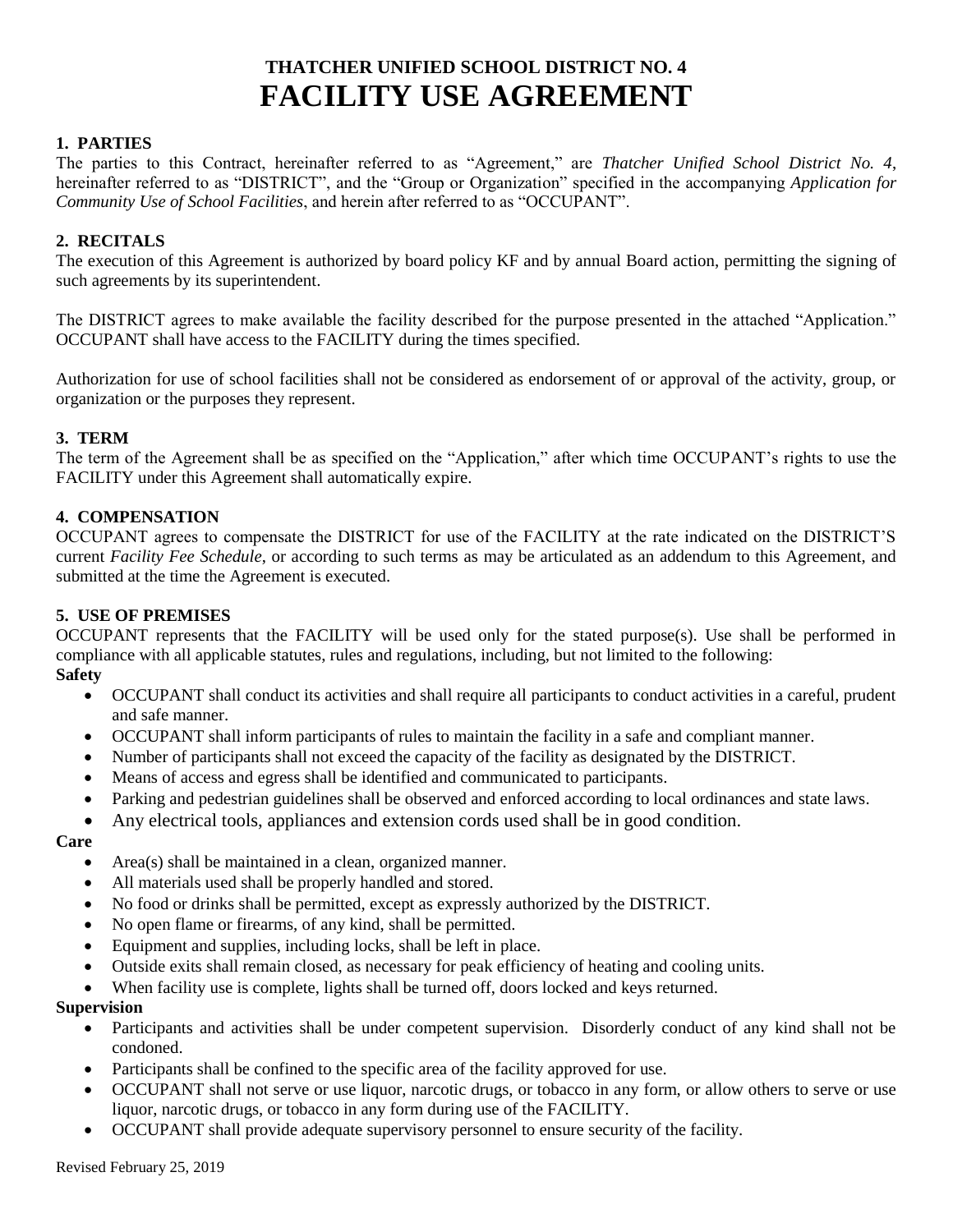# THATCHER UNIFIED SCHOOL DISTRICT NO. 4
# FACILITY USE AGREEMENT

### 1. PARTIES

The parties to this Contract, hereinafter referred to as "Agreement," are *Thatcher Unified School District No. 4*, hereinafter referred to as "DISTRICT", and the "Group or Organization" specified in the accompanying *Application for Community Use of School Facilities*, and herein after referred to as "OCCUPANT".

### 2. RECITALS

The execution of this Agreement is authorized by board policy KF and by annual Board action, permitting the signing of such agreements by its superintendent.

The DISTRICT agrees to make available the facility described for the purpose presented in the attached "Application." OCCUPANT shall have access to the FACILITY during the times specified.

Authorization for use of school facilities shall not be considered as endorsement of or approval of the activity, group, or organization or the purposes they represent.

### 3. TERM

The term of the Agreement shall be as specified on the "Application," after which time OCCUPANT's rights to use the FACILITY under this Agreement shall automatically expire.

### 4. COMPENSATION

OCCUPANT agrees to compensate the DISTRICT for use of the FACILITY at the rate indicated on the DISTRICT'S current *Facility Fee Schedule*, or according to such terms as may be articulated as an addendum to this Agreement, and submitted at the time the Agreement is executed.

### 5. USE OF PREMISES

OCCUPANT represents that the FACILITY will be used only for the stated purpose(s). Use shall be performed in compliance with all applicable statutes, rules and regulations, including, but not limited to the following:

**Safety**

- OCCUPANT shall conduct its activities and shall require all participants to conduct activities in a careful, prudent and safe manner.
- OCCUPANT shall inform participants of rules to maintain the facility in a safe and compliant manner.
- Number of participants shall not exceed the capacity of the facility as designated by the DISTRICT.
- Means of access and egress shall be identified and communicated to participants.
- Parking and pedestrian guidelines shall be observed and enforced according to local ordinances and state laws.
- Any electrical tools, appliances and extension cords used shall be in good condition.

**Care**

- Area(s) shall be maintained in a clean, organized manner.
- All materials used shall be properly handled and stored.
- No food or drinks shall be permitted, except as expressly authorized by the DISTRICT.
- No open flame or firearms, of any kind, shall be permitted.
- Equipment and supplies, including locks, shall be left in place.
- Outside exits shall remain closed, as necessary for peak efficiency of heating and cooling units.
- When facility use is complete, lights shall be turned off, doors locked and keys returned.

**Supervision**

- Participants and activities shall be under competent supervision. Disorderly conduct of any kind shall not be condoned.
- Participants shall be confined to the specific area of the facility approved for use.
- OCCUPANT shall not serve or use liquor, narcotic drugs, or tobacco in any form, or allow others to serve or use liquor, narcotic drugs, or tobacco in any form during use of the FACILITY.
- OCCUPANT shall provide adequate supervisory personnel to ensure security of the facility.

Revised February 25, 2019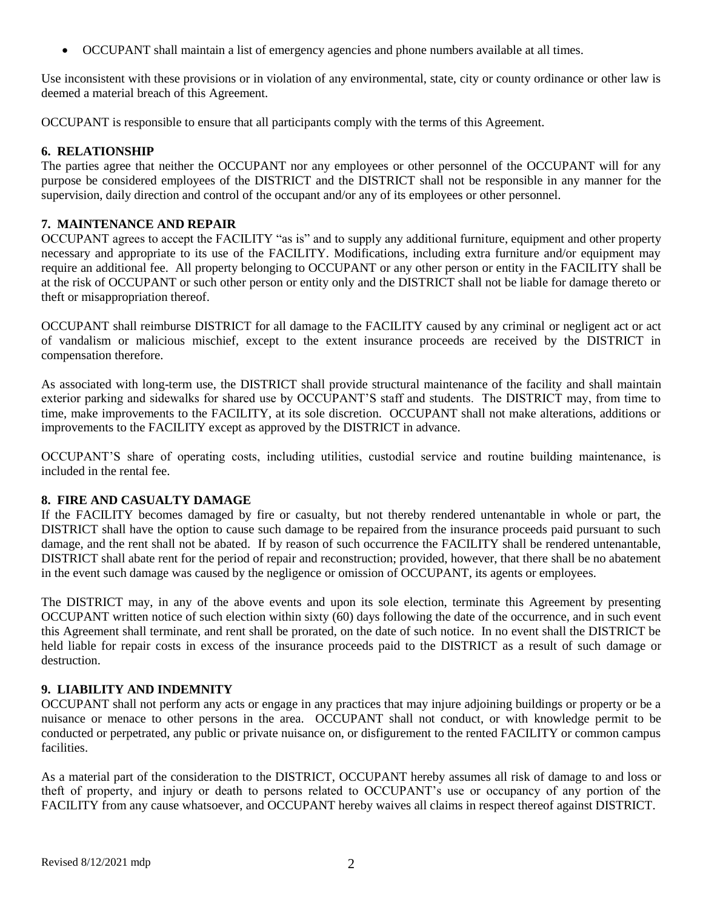- OCCUPANT shall maintain a list of emergency agencies and phone numbers available at all times.

Use inconsistent with these provisions or in violation of any environmental, state, city or county ordinance or other law is deemed a material breach of this Agreement.

OCCUPANT is responsible to ensure that all participants comply with the terms of this Agreement.

## 6. RELATIONSHIP

The parties agree that neither the OCCUPANT nor any employees or other personnel of the OCCUPANT will for any purpose be considered employees of the DISTRICT and the DISTRICT shall not be responsible in any manner for the supervision, daily direction and control of the occupant and/or any of its employees or other personnel.

## 7. MAINTENANCE AND REPAIR

OCCUPANT agrees to accept the FACILITY "as is" and to supply any additional furniture, equipment and other property necessary and appropriate to its use of the FACILITY. Modifications, including extra furniture and/or equipment may require an additional fee. All property belonging to OCCUPANT or any other person or entity in the FACILITY shall be at the risk of OCCUPANT or such other person or entity only and the DISTRICT shall not be liable for damage thereto or theft or misappropriation thereof.

OCCUPANT shall reimburse DISTRICT for all damage to the FACILITY caused by any criminal or negligent act or act of vandalism or malicious mischief, except to the extent insurance proceeds are received by the DISTRICT in compensation therefore.

As associated with long-term use, the DISTRICT shall provide structural maintenance of the facility and shall maintain exterior parking and sidewalks for shared use by OCCUPANT'S staff and students. The DISTRICT may, from time to time, make improvements to the FACILITY, at its sole discretion. OCCUPANT shall not make alterations, additions or improvements to the FACILITY except as approved by the DISTRICT in advance.

OCCUPANT'S share of operating costs, including utilities, custodial service and routine building maintenance, is included in the rental fee.

## 8. FIRE AND CASUALTY DAMAGE

If the FACILITY becomes damaged by fire or casualty, but not thereby rendered untenantable in whole or part, the DISTRICT shall have the option to cause such damage to be repaired from the insurance proceeds paid pursuant to such damage, and the rent shall not be abated. If by reason of such occurrence the FACILITY shall be rendered untenantable, DISTRICT shall abate rent for the period of repair and reconstruction; provided, however, that there shall be no abatement in the event such damage was caused by the negligence or omission of OCCUPANT, its agents or employees.

The DISTRICT may, in any of the above events and upon its sole election, terminate this Agreement by presenting OCCUPANT written notice of such election within sixty (60) days following the date of the occurrence, and in such event this Agreement shall terminate, and rent shall be prorated, on the date of such notice. In no event shall the DISTRICT be held liable for repair costs in excess of the insurance proceeds paid to the DISTRICT as a result of such damage or destruction.

## 9. LIABILITY AND INDEMNITY

OCCUPANT shall not perform any acts or engage in any practices that may injure adjoining buildings or property or be a nuisance or menace to other persons in the area. OCCUPANT shall not conduct, or with knowledge permit to be conducted or perpetrated, any public or private nuisance on, or disfigurement to the rented FACILITY or common campus facilities.

As a material part of the consideration to the DISTRICT, OCCUPANT hereby assumes all risk of damage to and loss or theft of property, and injury or death to persons related to OCCUPANT's use or occupancy of any portion of the FACILITY from any cause whatsoever, and OCCUPANT hereby waives all claims in respect thereof against DISTRICT.

Revised 8/12/2021 mdp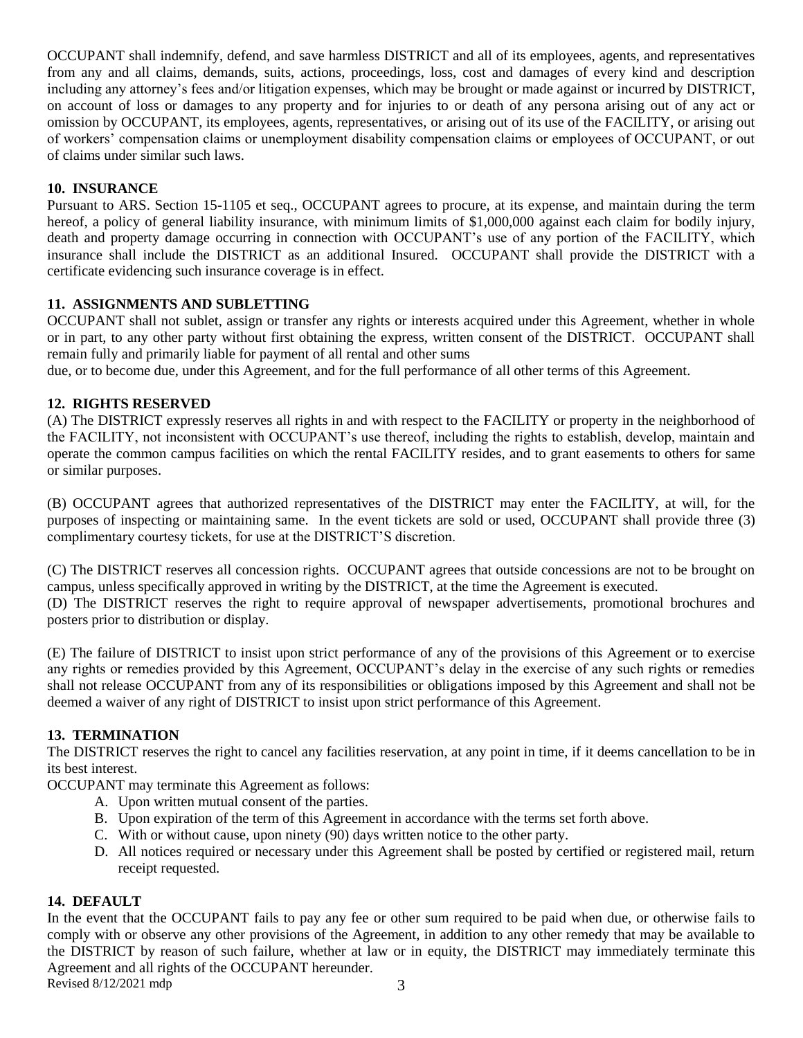OCCUPANT shall indemnify, defend, and save harmless DISTRICT and all of its employees, agents, and representatives from any and all claims, demands, suits, actions, proceedings, loss, cost and damages of every kind and description including any attorney's fees and/or litigation expenses, which may be brought or made against or incurred by DISTRICT, on account of loss or damages to any property and for injuries to or death of any persona arising out of any act or omission by OCCUPANT, its employees, agents, representatives, or arising out of its use of the FACILITY, or arising out of workers' compensation claims or unemployment disability compensation claims or employees of OCCUPANT, or out of claims under similar such laws.

## 10. INSURANCE

Pursuant to ARS. Section 15-1105 et seq., OCCUPANT agrees to procure, at its expense, and maintain during the term hereof, a policy of general liability insurance, with minimum limits of $1,000,000 against each claim for bodily injury, death and property damage occurring in connection with OCCUPANT's use of any portion of the FACILITY, which insurance shall include the DISTRICT as an additional Insured. OCCUPANT shall provide the DISTRICT with a certificate evidencing such insurance coverage is in effect.

## 11. ASSIGNMENTS AND SUBLETTING

OCCUPANT shall not sublet, assign or transfer any rights or interests acquired under this Agreement, whether in whole or in part, to any other party without first obtaining the express, written consent of the DISTRICT. OCCUPANT shall remain fully and primarily liable for payment of all rental and other sums
due, or to become due, under this Agreement, and for the full performance of all other terms of this Agreement.

## 12. RIGHTS RESERVED

(A) The DISTRICT expressly reserves all rights in and with respect to the FACILITY or property in the neighborhood of the FACILITY, not inconsistent with OCCUPANT's use thereof, including the rights to establish, develop, maintain and operate the common campus facilities on which the rental FACILITY resides, and to grant easements to others for same or similar purposes.

(B) OCCUPANT agrees that authorized representatives of the DISTRICT may enter the FACILITY, at will, for the purposes of inspecting or maintaining same. In the event tickets are sold or used, OCCUPANT shall provide three (3) complimentary courtesy tickets, for use at the DISTRICT'S discretion.

(C) The DISTRICT reserves all concession rights. OCCUPANT agrees that outside concessions are not to be brought on campus, unless specifically approved in writing by the DISTRICT, at the time the Agreement is executed.

(D) The DISTRICT reserves the right to require approval of newspaper advertisements, promotional brochures and posters prior to distribution or display.

(E) The failure of DISTRICT to insist upon strict performance of any of the provisions of this Agreement or to exercise any rights or remedies provided by this Agreement, OCCUPANT's delay in the exercise of any such rights or remedies shall not release OCCUPANT from any of its responsibilities or obligations imposed by this Agreement and shall not be deemed a waiver of any right of DISTRICT to insist upon strict performance of this Agreement.

## 13. TERMINATION

The DISTRICT reserves the right to cancel any facilities reservation, at any point in time, if it deems cancellation to be in its best interest.

OCCUPANT may terminate this Agreement as follows:

A. Upon written mutual consent of the parties.
B. Upon expiration of the term of this Agreement in accordance with the terms set forth above.
C. With or without cause, upon ninety (90) days written notice to the other party.
D. All notices required or necessary under this Agreement shall be posted by certified or registered mail, return receipt requested.

## 14. DEFAULT

In the event that the OCCUPANT fails to pay any fee or other sum required to be paid when due, or otherwise fails to comply with or observe any other provisions of the Agreement, in addition to any other remedy that may be available to the DISTRICT by reason of such failure, whether at law or in equity, the DISTRICT may immediately terminate this Agreement and all rights of the OCCUPANT hereunder.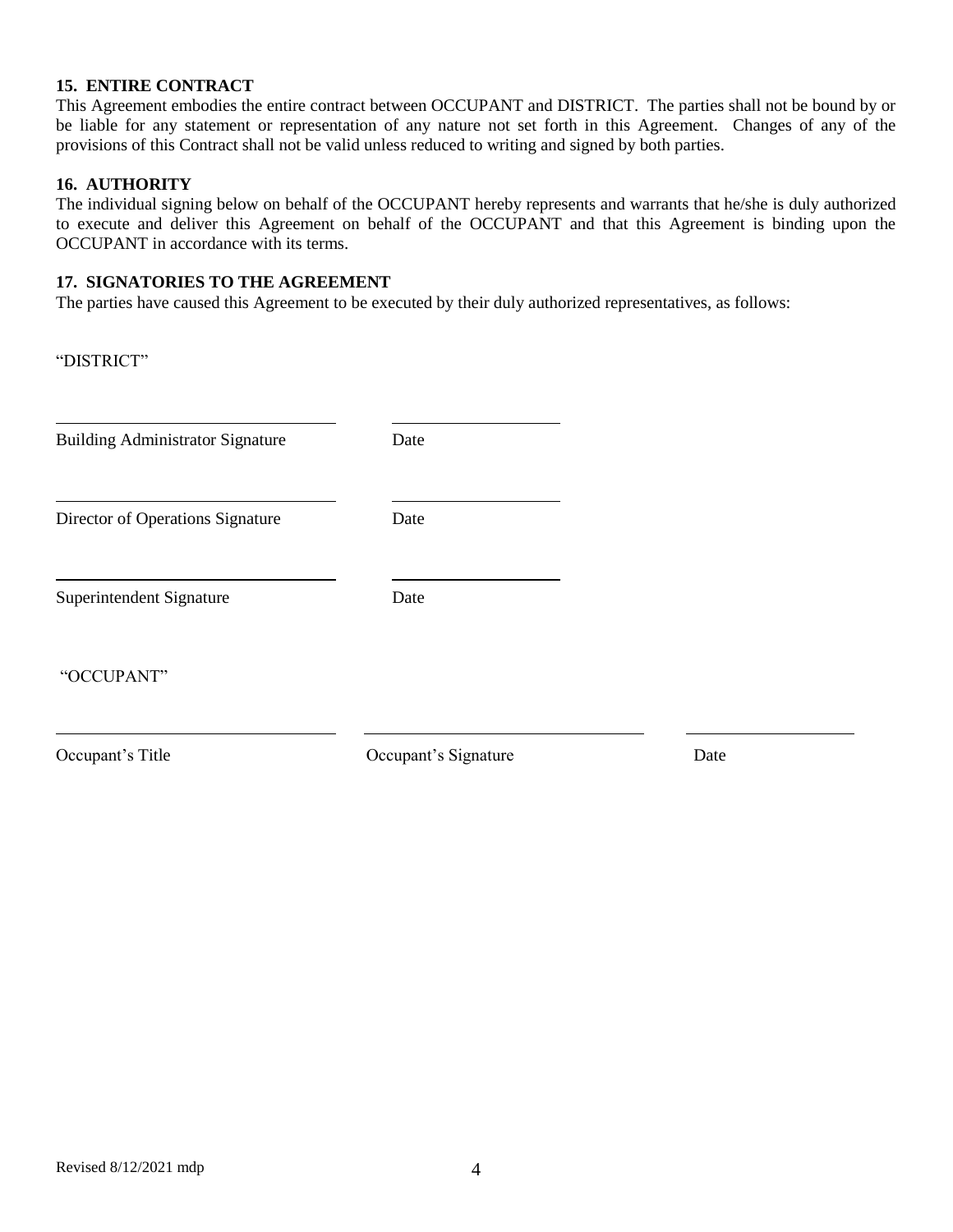**15. ENTIRE CONTRACT**

This Agreement embodies the entire contract between OCCUPANT and DISTRICT. The parties shall not be bound by or be liable for any statement or representation of any nature not set forth in this Agreement. Changes of any of the provisions of this Contract shall not be valid unless reduced to writing and signed by both parties.

**16. AUTHORITY**

The individual signing below on behalf of the OCCUPANT hereby represents and warrants that he/she is duly authorized to execute and deliver this Agreement on behalf of the OCCUPANT and that this Agreement is binding upon the OCCUPANT in accordance with its terms.

**17. SIGNATORIES TO THE AGREEMENT**

The parties have caused this Agreement to be executed by their duly authorized representatives, as follows:

"DISTRICT"

\_\_\_\_\_\_\_\_\_\_\_\_\_\_\_\_\_\_\_\_\_\_\_\_\_\_\_\_\_\_ \_\_\_\_\_\_\_\_\_\_\_\_\_\_\_\_\_\_

Building Administrator Signature Date

\_\_\_\_\_\_\_\_\_\_\_\_\_\_\_\_\_\_\_\_\_\_\_\_\_\_\_\_\_\_ \_\_\_\_\_\_\_\_\_\_\_\_\_\_\_\_\_\_

Director of Operations Signature Date

\_\_\_\_\_\_\_\_\_\_\_\_\_\_\_\_\_\_\_\_\_\_\_\_\_\_\_\_\_\_ \_\_\_\_\_\_\_\_\_\_\_\_\_\_\_\_\_\_

Superintendent Signature Date

"OCCUPANT"

\_\_\_\_\_\_\_\_\_\_\_\_\_\_\_\_\_\_\_\_\_\_\_\_\_\_\_\_\_\_ \_\_\_\_\_\_\_\_\_\_\_\_\_\_\_\_\_\_\_\_\_\_\_\_\_\_\_\_\_\_ \_\_\_\_\_\_\_\_\_\_\_\_\_\_\_\_\_\_

Occupant's Title Occupant's Signature Date

Revised 8/12/2021 mdp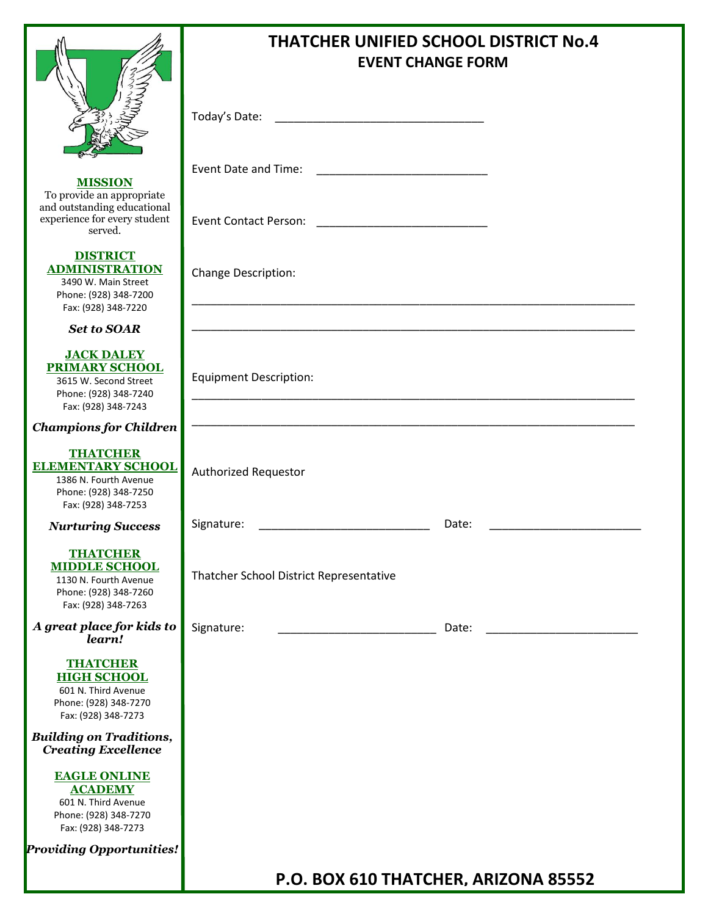# THATCHER UNIFIED SCHOOL DISTRICT No.4

## EVENT CHANGE FORM

Today's Date: ______________________________

Event Date and Time: ________________________

Event Contact Person: ________________________

Change Description:

_______________________________________________________________

_______________________________________________________________

Equipment Description:

_______________________________________________________________

_______________________________________________________________

Authorized Requestor

Signature: ________________________ Date: ______________________

Thatcher School District Representative

Signature: ______________________ Date: ______________________

**P.O. BOX 610 THATCHER, ARIZONA 85552**

**MISSION**

To provide an appropriate and outstanding educational experience for every student served.

**DISTRICT ADMINISTRATION**
3490 W. Main Street
Phone: (928) 348-7200
Fax: (928) 348-7220

***Set to SOAR***

**JACK DALEY PRIMARY SCHOOL**
3615 W. Second Street
Phone: (928) 348-7240
Fax: (928) 348-7243

***Champions for Children***

**THATCHER ELEMENTARY SCHOOL**
1386 N. Fourth Avenue
Phone: (928) 348-7250
Fax: (928) 348-7253

***Nurturing Success***

**THATCHER MIDDLE SCHOOL**
1130 N. Fourth Avenue
Phone: (928) 348-7260
Fax: (928) 348-7263

***A great place for kids to learn!***

**THATCHER HIGH SCHOOL**
601 N. Third Avenue
Phone: (928) 348-7270
Fax: (928) 348-7273

***Building on Traditions, Creating Excellence***

**EAGLE ONLINE ACADEMY**
601 N. Third Avenue
Phone: (928) 348-7270
Fax: (928) 348-7273

***Providing Opportunities!***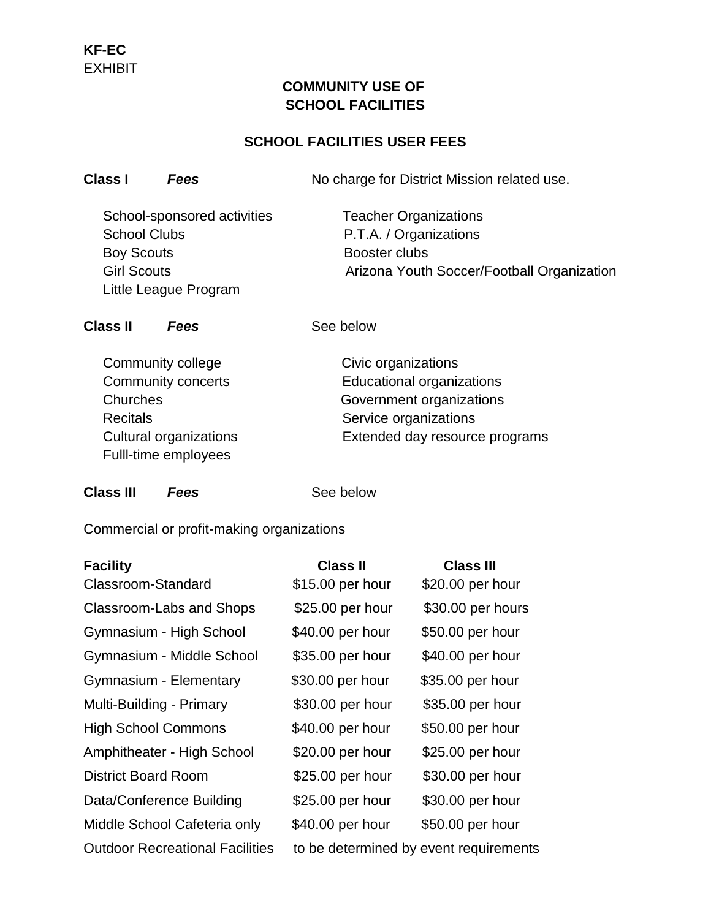**KF-EC**
EXHIBIT

## COMMUNITY USE OF SCHOOL FACILITIES

### SCHOOL FACILITIES USER FEES

**Class I** ***Fees*** No charge for District Mission related use.

- School-sponsored activities
- School Clubs
- Boy Scouts
- Girl Scouts
- Little League Program
- Teacher Organizations
- P.T.A. / Organizations
- Booster clubs
- Arizona Youth Soccer/Football Organization

**Class II** ***Fees*** See below

- Community college
- Community concerts
- Churches
- Recitals
- Cultural organizations
- Fulll-time employees
- Civic organizations
- Educational organizations
- Government organizations
- Service organizations
- Extended day resource programs

**Class III** ***Fees*** See below

Commercial or profit-making organizations

| Facility | Class II | Class III |
|---|---|---|
| Classroom-Standard | $15.00 per hour | $20.00 per hour |
| Classroom-Labs and Shops | $25.00 per hour | $30.00 per hours |
| Gymnasium - High School | $40.00 per hour | $50.00 per hour |
| Gymnasium - Middle School | $35.00 per hour | $40.00 per hour |
| Gymnasium - Elementary | $30.00 per hour | $35.00 per hour |
| Multi-Building - Primary | $30.00 per hour | $35.00 per hour |
| High School Commons | $40.00 per hour | $50.00 per hour |
| Amphitheater - High School | $20.00 per hour | $25.00 per hour |
| District Board Room | $25.00 per hour | $30.00 per hour |
| Data/Conference Building | $25.00 per hour | $30.00 per hour |
| Middle School Cafeteria only | $40.00 per hour | $50.00 per hour |
| Outdoor Recreational Facilities | to be determined by event requirements | |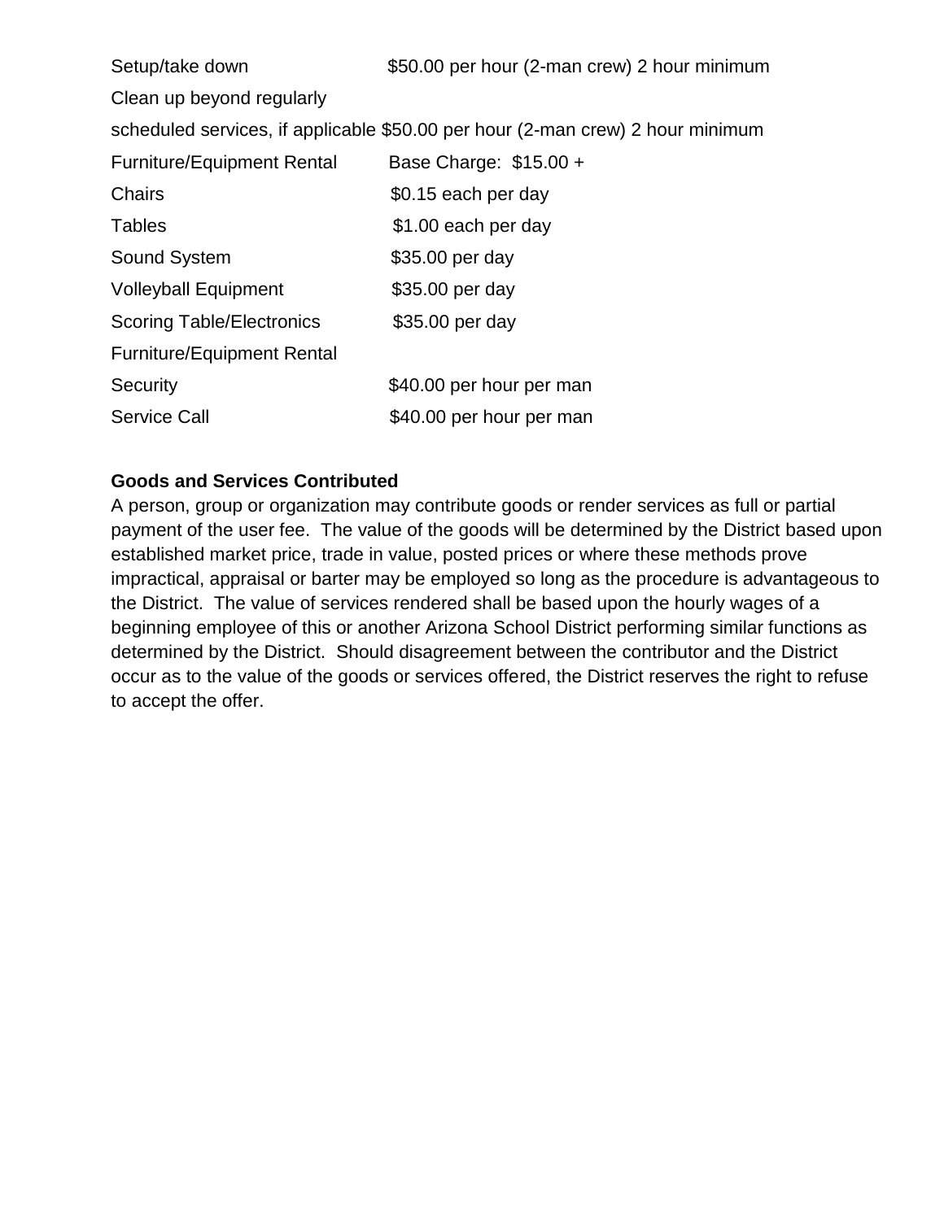| | |
|---|---|
| Setup/take down | $50.00 per hour (2-man crew) 2 hour minimum |
| Clean up beyond regularly scheduled services, if applicable | $50.00 per hour (2-man crew) 2 hour minimum |
| Furniture/Equipment Rental | Base Charge: $15.00 + |
| Chairs | $0.15 each per day |
| Tables | $1.00 each per day |
| Sound System | $35.00 per day |
| Volleyball Equipment | $35.00 per day |
| Scoring Table/Electronics | $35.00 per day |
| Furniture/Equipment Rental | |
| Security | $40.00 per hour per man |
| Service Call | $40.00 per hour per man |

**Goods and Services Contributed**

A person, group or organization may contribute goods or render services as full or partial payment of the user fee. The value of the goods will be determined by the District based upon established market price, trade in value, posted prices or where these methods prove impractical, appraisal or barter may be employed so long as the procedure is advantageous to the District. The value of services rendered shall be based upon the hourly wages of a beginning employee of this or another Arizona School District performing similar functions as determined by the District. Should disagreement between the contributor and the District occur as to the value of the goods or services offered, the District reserves the right to refuse to accept the offer.